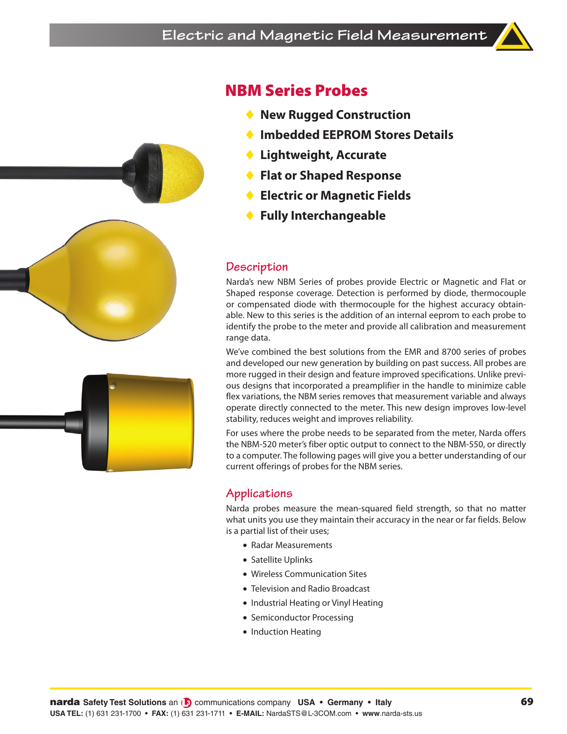# NBM Series Probes

- New Rugged Construction
- Imbedded EEPROM Stores Details
- Lightweight, Accurate
- Flat or Shaped Response
- Electric or Magnetic Fields
- Fully Interchangeable

## Description

Narda's new NBM Series of probes provide Electric or Magnetic and Flat or Shaped response coverage. Detection is performed by diode, thermocouple or compensated diode with thermocouple for the highest accuracy obtainable. New to this series is the addition of an internal eeprom to each probe to identify the probe to the meter and provide all calibration and measurement range data.

We've combined the best solutions from the EMR and 8700 series of probes and developed our new generation by building on past success. All probes are more rugged in their design and feature improved specifications. Unlike previous designs that incorporated a preamplifier in the handle to minimize cable flex variations, the NBM series removes that measurement variable and always operate directly connected to the meter. This new design improves low-level stability, reduces weight and improves reliability.

For uses where the probe needs to be separated from the meter, Narda offers the NBM-520 meter's fiber optic output to connect to the NBM-550, or directly to a computer. The following pages will give you a better understanding of our current offerings of probes for the NBM series.

## Applications

Narda probes measure the mean-squared field strength, so that no matter what units you use they maintain their accuracy in the near or far fields. Below is a partial list of their uses;

- Radar Measurements
- Satellite Uplinks
- Wireless Communication Sites
- Television and Radio Broadcast
- Industrial Heating or Vinyl Heating
- Semiconductor Processing
- Induction Heating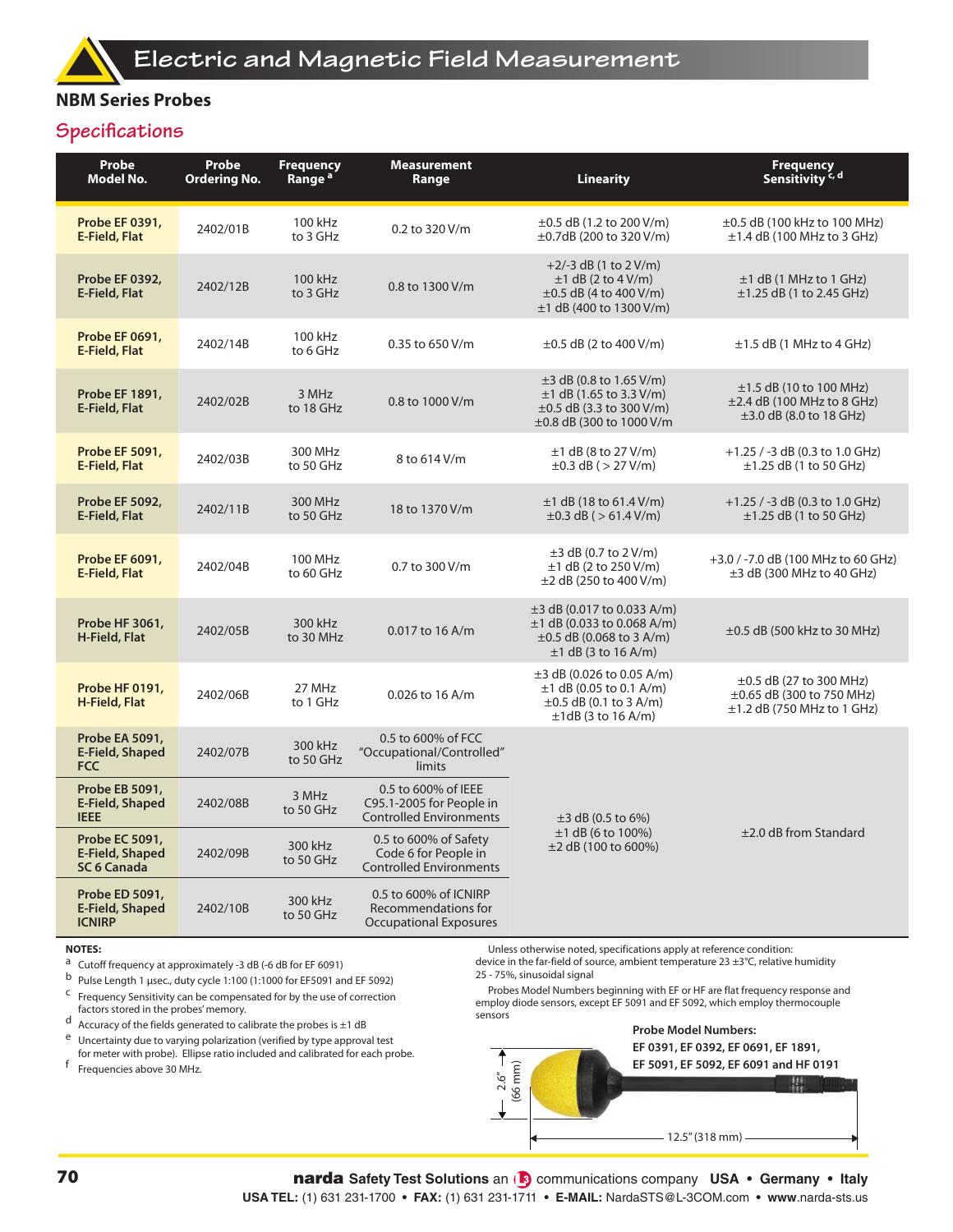# Electric and Magnetic Field Measurement

## NBM Series Probes

## Specifications

| Probe Model No. | Probe Ordering No. | Frequency Range [a] | Measurement Range | Linearity | Frequency Sensitivity [c, d] |
|---|---|---|---|---|---|
| **Probe EF 0391, E-Field, Flat** | 2402/01B | 100 kHz to 3 GHz | 0.2 to 320 V/m | ±0.5 dB (1.2 to 200 V/m) ±0.7dB (200 to 320 V/m) | ±0.5 dB (100 kHz to 100 MHz) ±1.4 dB (100 MHz to 3 GHz) |
| **Probe EF 0392, E-Field, Flat** | 2402/12B | 100 kHz to 3 GHz | 0.8 to 1300 V/m | +2/-3 dB (1 to 2 V/m) ±1 dB (2 to 4 V/m) ±0.5 dB (4 to 400 V/m) ±1 dB (400 to 1300 V/m) | ±1 dB (1 MHz to 1 GHz) ±1.25 dB (1 to 2.45 GHz) |
| **Probe EF 0691, E-Field, Flat** | 2402/14B | 100 kHz to 6 GHz | 0.35 to 650 V/m | ±0.5 dB (2 to 400 V/m) | ±1.5 dB (1 MHz to 4 GHz) |
| **Probe EF 1891, E-Field, Flat** | 2402/02B | 3 MHz to 18 GHz | 0.8 to 1000 V/m | ±3 dB (0.8 to 1.65 V/m) ±1 dB (1.65 to 3.3 V/m) ±0.5 dB (3.3 to 300 V/m) ±0.8 dB (300 to 1000 V/m | ±1.5 dB (10 to 100 MHz) ±2.4 dB (100 MHz to 8 GHz) ±3.0 dB (8.0 to 18 GHz) |
| **Probe EF 5091, E-Field, Flat** | 2402/03B | 300 MHz to 50 GHz | 8 to 614 V/m | ±1 dB (8 to 27 V/m) ±0.3 dB ( > 27 V/m) | +1.25 / -3 dB (0.3 to 1.0 GHz) ±1.25 dB (1 to 50 GHz) |
| **Probe EF 5092, E-Field, Flat** | 2402/11B | 300 MHz to 50 GHz | 18 to 1370 V/m | ±1 dB (18 to 61.4 V/m) ±0.3 dB ( > 61.4 V/m) | +1.25 / -3 dB (0.3 to 1.0 GHz) ±1.25 dB (1 to 50 GHz) |
| **Probe EF 6091, E-Field, Flat** | 2402/04B | 100 MHz to 60 GHz | 0.7 to 300 V/m | ±3 dB (0.7 to 2 V/m) ±1 dB (2 to 250 V/m) ±2 dB (250 to 400 V/m) | +3.0 / -7.0 dB (100 MHz to 60 GHz) ±3 dB (300 MHz to 40 GHz) |
| **Probe HF 3061, H-Field, Flat** | 2402/05B | 300 kHz to 30 MHz | 0.017 to 16 A/m | ±3 dB (0.017 to 0.033 A/m) ±1 dB (0.033 to 0.068 A/m) ±0.5 dB (0.068 to 3 A/m) ±1 dB (3 to 16 A/m) | ±0.5 dB (500 kHz to 30 MHz) |
| **Probe HF 0191, H-Field, Flat** | 2402/06B | 27 MHz to 1 GHz | 0.026 to 16 A/m | ±3 dB (0.026 to 0.05 A/m) ±1 dB (0.05 to 0.1 A/m) ±0.5 dB (0.1 to 3 A/m) ±1dB (3 to 16 A/m) | ±0.5 dB (27 to 300 MHz) ±0.65 dB (300 to 750 MHz) ±1.2 dB (750 MHz to 1 GHz) |
| **Probe EA 5091, E-Field, Shaped FCC** | 2402/07B | 300 kHz to 50 GHz | 0.5 to 600% of FCC "Occupational/Controlled" limits | ±3 dB (0.5 to 6%) ±1 dB (6 to 100%) ±2 dB (100 to 600%) | ±2.0 dB from Standard |
| **Probe EB 5091, E-Field, Shaped IEEE** | 2402/08B | 3 MHz to 50 GHz | 0.5 to 600% of IEEE C95.1-2005 for People in Controlled Environments | | |
| **Probe EC 5091, E-Field, Shaped SC 6 Canada** | 2402/09B | 300 kHz to 50 GHz | 0.5 to 600% of Safety Code 6 for People in Controlled Environments | | |
| **Probe ED 5091, E-Field, Shaped ICNIRP** | 2402/10B | 300 kHz to 50 GHz | 0.5 to 600% of ICNIRP Recommendations for Occupational Exposures | | |

**NOTES:**

[a] Cutoff frequency at approximately -3 dB (-6 dB for EF 6091)

[b] Pulse Length 1 µsec., duty cycle 1:100 (1:1000 for EF5091 and EF 5092)

[c] Frequency Sensitivity can be compensated for by the use of correction factors stored in the probes' memory.

[d] Accuracy of the fields generated to calibrate the probes is ±1 dB

[e] Uncertainty due to varying polarization (verified by type approval test for meter with probe). Ellipse ratio included and calibrated for each probe.

[f] Frequencies above 30 MHz.

Unless otherwise noted, specifications apply at reference condition: device in the far-field of source, ambient temperature 23 ±3°C, relative humidity 25 - 75%, sinusoidal signal

Probes Model Numbers beginning with EF or HF are flat frequency response and employ diode sensors, except EF 5091 and EF 5092, which employ thermocouple sensors

**Probe Model Numbers:**
**EF 0391, EF 0392, EF 0691, EF 1891, EF 5091, EF 5092, EF 6091 and HF 0191**

2.6" (66 mm)

12.5" (318 mm)

**narda** Safety Test Solutions an L3 communications company USA • Germany • Italy

USA TEL: (1) 631 231-1700 • FAX: (1) 631 231-1711 • E-MAIL: NardaSTS@L-3COM.com • www.narda-sts.us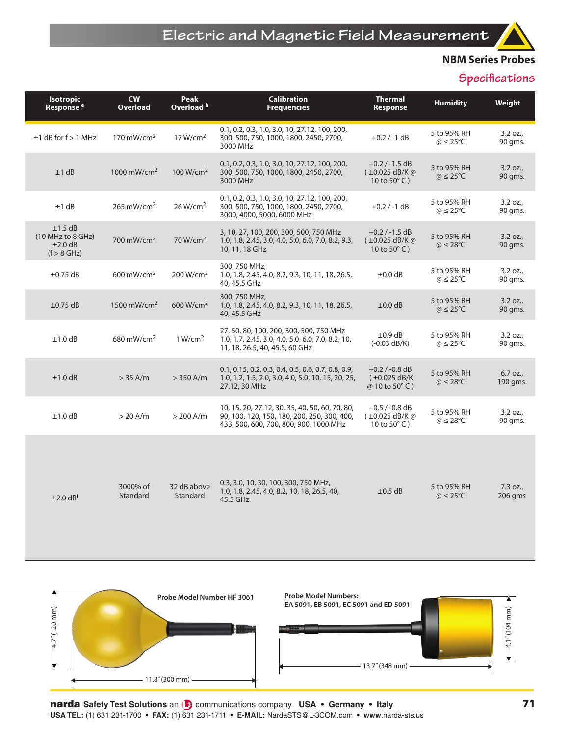# Electric and Magnetic Field Measurement

## NBM Series Probes

### Specifications

| Isotropic Response [e] | CW Overload | Peak Overload [b] | Calibration Frequencies | Thermal Response | Humidity | Weight |
|---|---|---|---|---|---|---|
| ±1 dB for f > 1 MHz | 170 mW/cm$^2$ | 17 W/cm$^2$ | 0.1, 0.2, 0.3, 1.0, 3.0, 10, 27.12, 100, 200, 300, 500, 750, 1000, 1800, 2450, 2700, 3000 MHz | +0.2 / -1 dB | 5 to 95% RH @ ≤ 25°C | 3.2 oz., 90 gms. |
| ±1 dB | 1000 mW/cm$^2$ | 100 W/cm$^2$ | 0.1, 0.2, 0.3, 1.0, 3.0, 10, 27.12, 100, 200, 300, 500, 750, 1000, 1800, 2450, 2700, 3000 MHz | +0.2 / -1.5 dB (±0.025 dB/K @ 10 to 50° C) | 5 to 95% RH @ ≤ 25°C | 3.2 oz., 90 gms. |
| ±1 dB | 265 mW/cm$^2$ | 26 W/cm$^2$ | 0.1, 0.2, 0.3, 1.0, 3.0, 10, 27.12, 100, 200, 300, 500, 750, 1000, 1800, 2450, 2700, 3000, 4000, 5000, 6000 MHz | +0.2 / -1 dB | 5 to 95% RH @ ≤ 25°C | 3.2 oz., 90 gms. |
| ±1.5 dB (10 MHz to 8 GHz) ±2.0 dB (f > 8 GHz) | 700 mW/cm$^2$ | 70 W/cm$^2$ | 3, 10, 27, 100, 200, 300, 500, 750 MHz 1.0, 1.8, 2.45, 3.0, 4.0, 5.0, 6.0, 7.0, 8.2, 9.3, 10, 11, 18 GHz | +0.2 / -1.5 dB (±0.025 dB/K @ 10 to 50° C) | 5 to 95% RH @ ≤ 28°C | 3.2 oz., 90 gms. |
| ±0.75 dB | 600 mW/cm$^2$ | 200 W/cm$^2$ | 300, 750 MHz, 1.0, 1.8, 2.45, 4.0, 8.2, 9.3, 10, 11, 18, 26.5, 40, 45.5 GHz | ±0.0 dB | 5 to 95% RH @ ≤ 25°C | 3.2 oz., 90 gms. |
| ±0.75 dB | 1500 mW/cm$^2$ | 600 W/cm$^2$ | 300, 750 MHz, 1.0, 1.8, 2.45, 4.0, 8.2, 9.3, 10, 11, 18, 26.5, 40, 45.5 GHz | ±0.0 dB | 5 to 95% RH @ ≤ 25°C | 3.2 oz., 90 gms. |
| ±1.0 dB | 680 mW/cm$^2$ | 1 W/cm$^2$ | 27, 50, 80, 100, 200, 300, 500, 750 MHz 1.0, 1.7, 2.45, 3.0, 4.0, 5.0, 6.0, 7.0, 8.2, 10, 11, 18, 26.5, 40, 45.5, 60 GHz | ±0.9 dB (-0.03 dB/K) | 5 to 95% RH @ ≤ 25°C | 3.2 oz., 90 gms. |
| ±1.0 dB | > 35 A/m | > 350 A/m | 0.1, 0.15, 0.2, 0.3, 0.4, 0.5, 0.6, 0.7, 0.8, 0.9, 1.0, 1.2, 1.5, 2.0, 3.0, 4.0, 5.0, 10, 15, 20, 25, 27.12, 30 MHz | +0.2 / -0.8 dB (±0.025 dB/K @ 10 to 50° C) | 5 to 95% RH @ ≤ 28°C | 6.7 oz., 190 gms. |
| ±1.0 dB | > 20 A/m | > 200 A/m | 10, 15, 20, 27.12, 30, 35, 40, 50, 60, 70, 80, 90, 100, 120, 150, 180, 200, 250, 300, 400, 433, 500, 600, 700, 800, 900, 1000 MHz | +0.5 / -0.8 dB (±0.025 dB/K @ 10 to 50° C) | 5 to 95% RH @ ≤ 28°C | 3.2 oz., 90 gms. |
| ±2.0 dB[f] | 3000% of Standard | 32 dB above Standard | 0.3, 3.0, 10, 30, 100, 300, 750 MHz, 1.0, 1.8, 2.45, 4.0, 8.2, 10, 18, 26.5, 40, 45.5 GHz | ±0.5 dB | 5 to 95% RH @ ≤ 25°C | 7.3 oz., 206 gms |

Probe Model Number HF 3061

4.7" (120 mm)

11.8" (300 mm)

Probe Model Numbers: EA 5091, EB 5091, EC 5091 and ED 5091

4.1" (104 mm)

13.7" (348 mm)

**narda** Safety Test Solutions an L3 communications company **USA • Germany • Italy**

**USA TEL:** (1) 631 231-1700 • **FAX:** (1) 631 231-1711 • **E-MAIL:** NardaSTS@L-3COM.com • **www**.narda-sts.us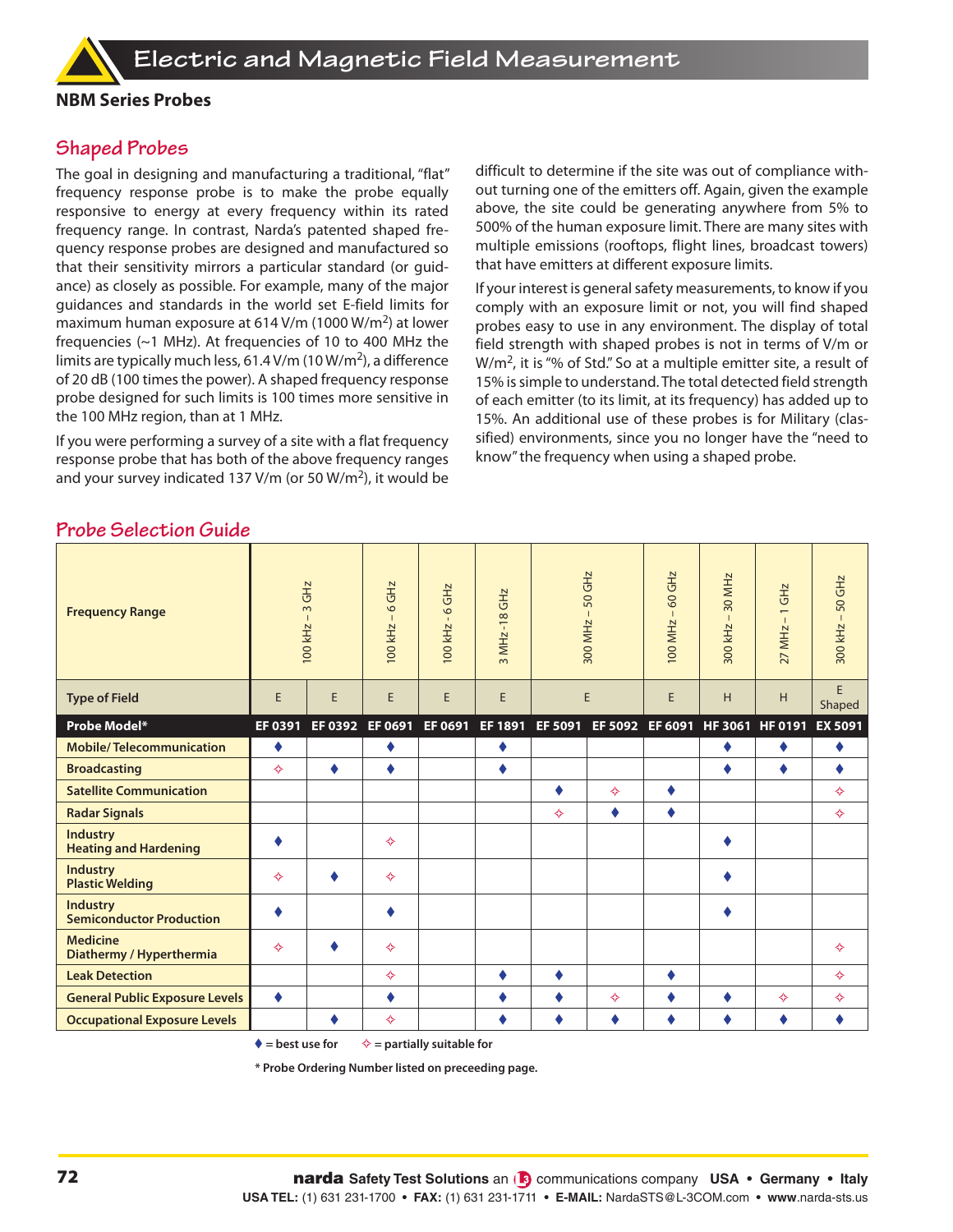## NBM Series Probes

## Shaped Probes

The goal in designing and manufacturing a traditional, "flat" frequency response probe is to make the probe equally responsive to energy at every frequency within its rated frequency range. In contrast, Narda's patented shaped frequency response probes are designed and manufactured so that their sensitivity mirrors a particular standard (or guidance) as closely as possible. For example, many of the major guidances and standards in the world set E-field limits for maximum human exposure at 614 V/m (1000 W/m$^2$) at lower frequencies (~1 MHz). At frequencies of 10 to 400 MHz the limits are typically much less, 61.4 V/m (10 W/m$^2$), a difference of 20 dB (100 times the power). A shaped frequency response probe designed for such limits is 100 times more sensitive in the 100 MHz region, than at 1 MHz.

If you were performing a survey of a site with a flat frequency response probe that has both of the above frequency ranges and your survey indicated 137 V/m (or 50 W/m$^2$), it would be difficult to determine if the site was out of compliance without turning one of the emitters off. Again, given the example above, the site could be generating anywhere from 5% to 500% of the human exposure limit. There are many sites with multiple emissions (rooftops, flight lines, broadcast towers) that have emitters at different exposure limits.

If your interest is general safety measurements, to know if you comply with an exposure limit or not, you will find shaped probes easy to use in any environment. The display of total field strength with shaped probes is not in terms of V/m or W/m$^2$, it is "% of Std." So at a multiple emitter site, a result of 15% is simple to understand. The total detected field strength of each emitter (to its limit, at its frequency) has added up to 15%. An additional use of these probes is for Military (classified) environments, since you no longer have the "need to know" the frequency when using a shaped probe.

## Probe Selection Guide

| Frequency Range | 100 kHz – 3 GHz | | 100 kHz – 6 GHz | 100 kHz - 6 GHz | 3 MHz -18 GHz | 300 MHz – 50 GHz | | 100 MHz – 60 GHz | 300 kHz – 30 MHz | 27 MHz – 1 GHz | 300 kHz – 50 GHz |
|---|---|---|---|---|---|---|---|---|---|---|---|
| **Type of Field** | E | E | E | E | E | E | | E | H | H | E Shaped |
| **Probe Model*** | **EF 0391** | **EF 0392** | **EF 0691** | **EF 0691** | **EF 1891** | **EF 5091** | **EF 5092** | **EF 6091** | **HF 3061** | **HF 0191** | **EX 5091** |
| **Mobile/ Telecommunication** | ◆ | | ◆ | | ◆ | | | | ◆ | ◆ | ◆ |
| **Broadcasting** | ✧ | ◆ | ◆ | | ◆ | | | | ◆ | ◆ | ◆ |
| **Satellite Communication** | | | | | | ◆ | ✧ | ◆ | | | ✧ |
| **Radar Signals** | | | | | | ✧ | ◆ | ◆ | | | ✧ |
| **Industry Heating and Hardening** | ◆ | | ✧ | | | | | | ◆ | | |
| **Industry Plastic Welding** | ✧ | ◆ | ✧ | | | | | | ◆ | | |
| **Industry Semiconductor Production** | ◆ | | ◆ | | | | | | ◆ | | |
| **Medicine Diathermy / Hyperthermia** | ✧ | ◆ | ✧ | | | | | | | | ✧ |
| **Leak Detection** | | | ✧ | | ◆ | ◆ | | ◆ | | | ✧ |
| **General Public Exposure Levels** | ◆ | | ◆ | | ◆ | ◆ | ✧ | ◆ | ◆ | ✧ | ✧ |
| **Occupational Exposure Levels** | | ◆ | ✧ | | ◆ | ◆ | ◆ | ◆ | ◆ | ◆ | ◆ |

◆ = best use for ✧ = partially suitable for

\* Probe Ordering Number listed on preceeding page.

**narda** Safety Test Solutions an L3 communications company **USA • Germany • Italy**

**USA TEL:** (1) 631 231-1700 • **FAX:** (1) 631 231-1711 • **E-MAIL:** NardaSTS@L-3COM.com • **www**.narda-sts.us